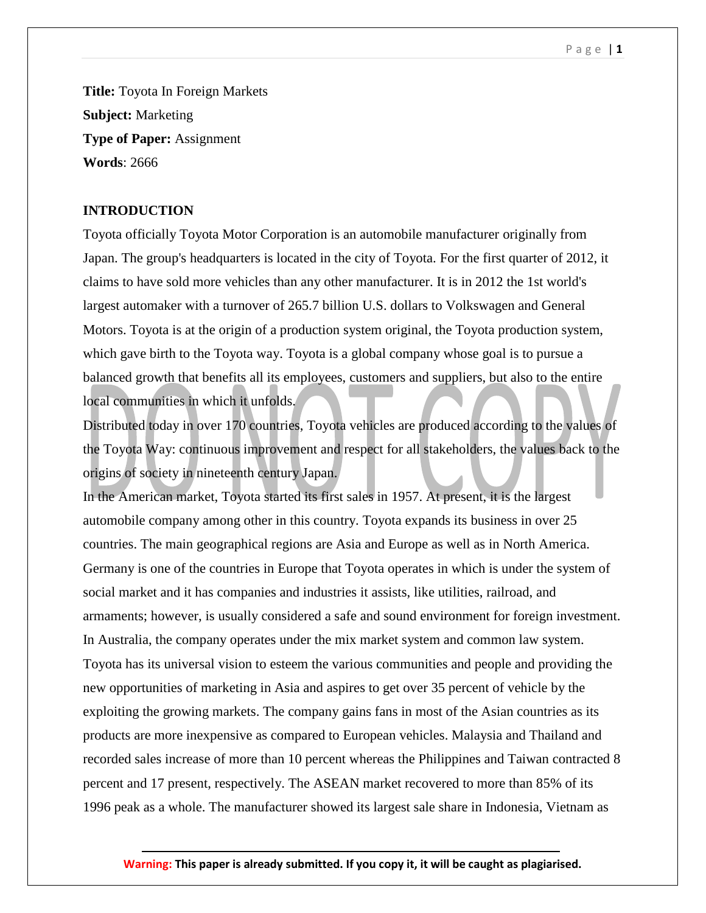**Title:** Toyota In Foreign Markets

**Subject:** Marketing

**Type of Paper:** Assignment

**Words**: 2666

## INTRODUCTION

Toyota officially Toyota Motor Corporation is an automobile manufacturer originally from Japan. The group's headquarters is located in the city of Toyota. For the first quarter of 2012, it claims to have sold more vehicles than any other manufacturer. It is in 2012 the 1st world's largest automaker with a turnover of 265.7 billion U.S. dollars to Volkswagen and General Motors. Toyota is at the origin of a production system original, the Toyota production system, which gave birth to the Toyota way. Toyota is a global company whose goal is to pursue a balanced growth that benefits all its employees, customers and suppliers, but also to the entire local communities in which it unfolds.

Distributed today in over 170 countries, Toyota vehicles are produced according to the values of the Toyota Way: continuous improvement and respect for all stakeholders, the values back to the origins of society in nineteenth century Japan.

In the American market, Toyota started its first sales in 1957. At present, it is the largest automobile company among other in this country. Toyota expands its business in over 25 countries. The main geographical regions are Asia and Europe as well as in North America. Germany is one of the countries in Europe that Toyota operates in which is under the system of social market and it has companies and industries it assists, like utilities, railroad, and armaments; however, is usually considered a safe and sound environment for foreign investment. In Australia, the company operates under the mix market system and common law system. Toyota has its universal vision to esteem the various communities and people and providing the new opportunities of marketing in Asia and aspires to get over 35 percent of vehicle by the exploiting the growing markets. The company gains fans in most of the Asian countries as its products are more inexpensive as compared to European vehicles. Malaysia and Thailand and recorded sales increase of more than 10 percent whereas the Philippines and Taiwan contracted 8 percent and 17 present, respectively. The ASEAN market recovered to more than 85% of its 1996 peak as a whole. The manufacturer showed its largest sale share in Indonesia, Vietnam as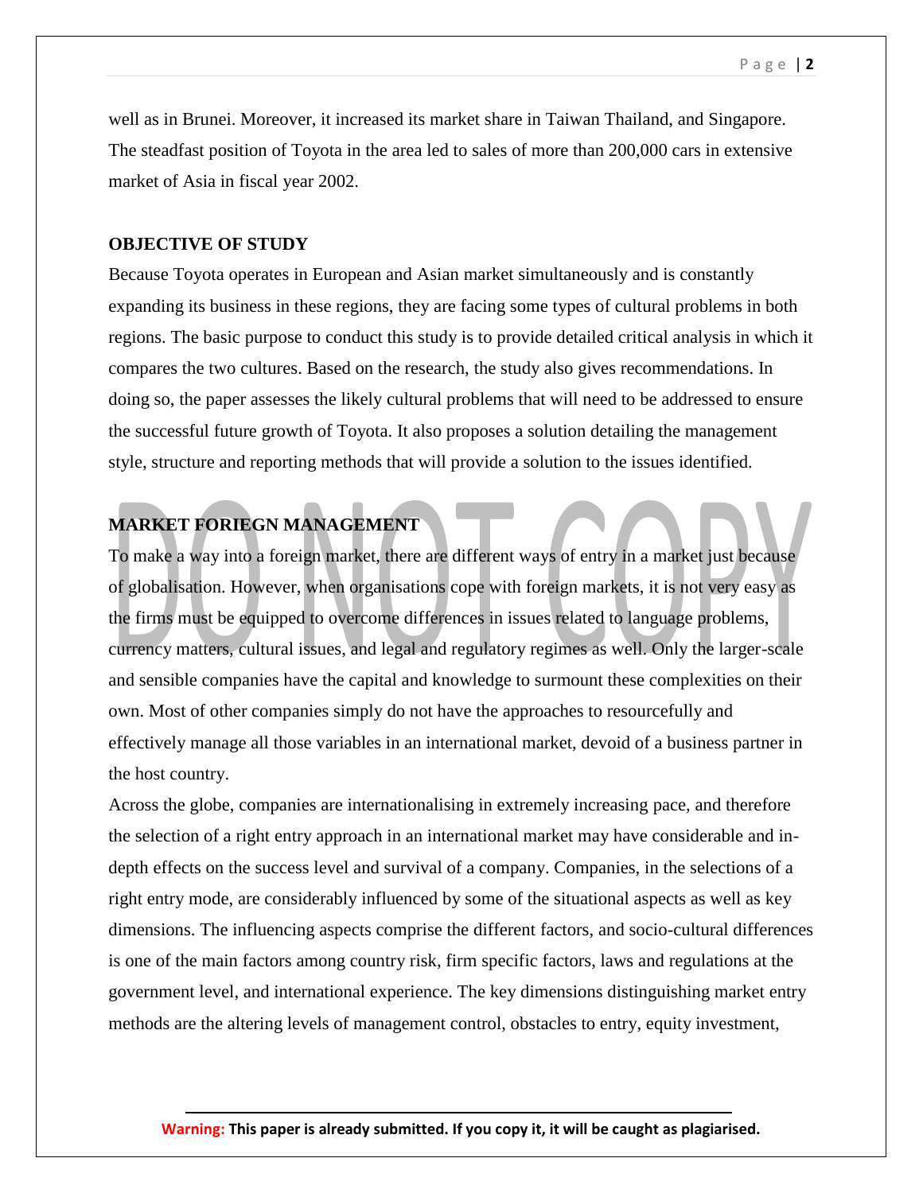well as in Brunei. Moreover, it increased its market share in Taiwan Thailand, and Singapore. The steadfast position of Toyota in the area led to sales of more than 200,000 cars in extensive market of Asia in fiscal year 2002.

## OBJECTIVE OF STUDY

Because Toyota operates in European and Asian market simultaneously and is constantly expanding its business in these regions, they are facing some types of cultural problems in both regions. The basic purpose to conduct this study is to provide detailed critical analysis in which it compares the two cultures. Based on the research, the study also gives recommendations. In doing so, the paper assesses the likely cultural problems that will need to be addressed to ensure the successful future growth of Toyota. It also proposes a solution detailing the management style, structure and reporting methods that will provide a solution to the issues identified.

## MARKET FORIEGN MANAGEMENT

To make a way into a foreign market, there are different ways of entry in a market just because of globalisation. However, when organisations cope with foreign markets, it is not very easy as the firms must be equipped to overcome differences in issues related to language problems, currency matters, cultural issues, and legal and regulatory regimes as well. Only the larger-scale and sensible companies have the capital and knowledge to surmount these complexities on their own. Most of other companies simply do not have the approaches to resourcefully and effectively manage all those variables in an international market, devoid of a business partner in the host country.

Across the globe, companies are internationalising in extremely increasing pace, and therefore the selection of a right entry approach in an international market may have considerable and in-depth effects on the success level and survival of a company. Companies, in the selections of a right entry mode, are considerably influenced by some of the situational aspects as well as key dimensions. The influencing aspects comprise the different factors, and socio-cultural differences is one of the main factors among country risk, firm specific factors, laws and regulations at the government level, and international experience. The key dimensions distinguishing market entry methods are the altering levels of management control, obstacles to entry, equity investment,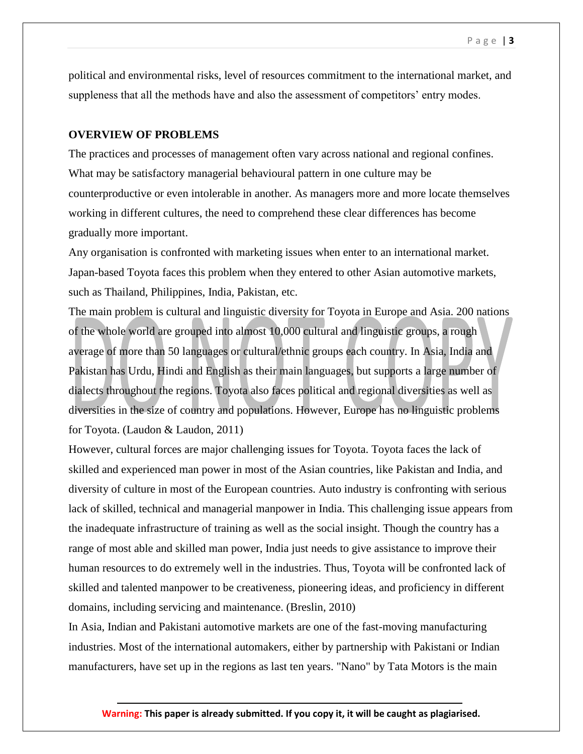political and environmental risks, level of resources commitment to the international market, and suppleness that all the methods have and also the assessment of competitors' entry modes.

**OVERVIEW OF PROBLEMS**

The practices and processes of management often vary across national and regional confines. What may be satisfactory managerial behavioural pattern in one culture may be counterproductive or even intolerable in another. As managers more and more locate themselves working in different cultures, the need to comprehend these clear differences has become gradually more important.

Any organisation is confronted with marketing issues when enter to an international market. Japan-based Toyota faces this problem when they entered to other Asian automotive markets, such as Thailand, Philippines, India, Pakistan, etc.

The main problem is cultural and linguistic diversity for Toyota in Europe and Asia. 200 nations of the whole world are grouped into almost 10,000 cultural and linguistic groups, a rough average of more than 50 languages or cultural/ethnic groups each country. In Asia, India and Pakistan has Urdu, Hindi and English as their main languages, but supports a large number of dialects throughout the regions. Toyota also faces political and regional diversities as well as diversities in the size of country and populations. However, Europe has no linguistic problems for Toyota. (Laudon & Laudon, 2011)

However, cultural forces are major challenging issues for Toyota. Toyota faces the lack of skilled and experienced man power in most of the Asian countries, like Pakistan and India, and diversity of culture in most of the European countries. Auto industry is confronting with serious lack of skilled, technical and managerial manpower in India. This challenging issue appears from the inadequate infrastructure of training as well as the social insight. Though the country has a range of most able and skilled man power, India just needs to give assistance to improve their human resources to do extremely well in the industries. Thus, Toyota will be confronted lack of skilled and talented manpower to be creativeness, pioneering ideas, and proficiency in different domains, including servicing and maintenance. (Breslin, 2010)

In Asia, Indian and Pakistani automotive markets are one of the fast-moving manufacturing industries. Most of the international automakers, either by partnership with Pakistani or Indian manufacturers, have set up in the regions as last ten years. "Nano" by Tata Motors is the main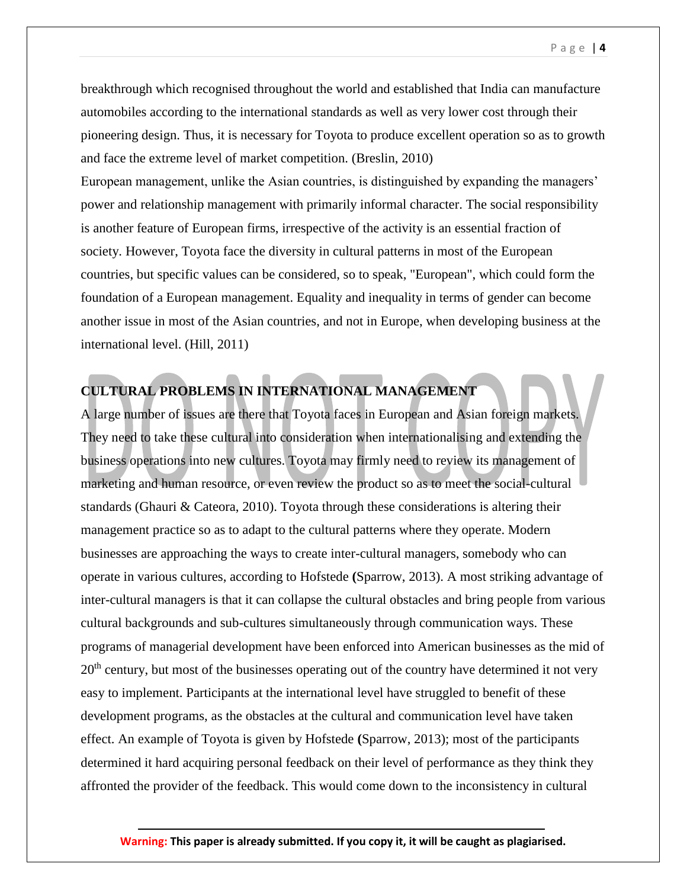breakthrough which recognised throughout the world and established that India can manufacture automobiles according to the international standards as well as very lower cost through their pioneering design. Thus, it is necessary for Toyota to produce excellent operation so as to growth and face the extreme level of market competition. (Breslin, 2010)

European management, unlike the Asian countries, is distinguished by expanding the managers' power and relationship management with primarily informal character. The social responsibility is another feature of European firms, irrespective of the activity is an essential fraction of society. However, Toyota face the diversity in cultural patterns in most of the European countries, but specific values can be considered, so to speak, "European", which could form the foundation of a European management. Equality and inequality in terms of gender can become another issue in most of the Asian countries, and not in Europe, when developing business at the international level. (Hill, 2011)

## CULTURAL PROBLEMS IN INTERNATIONAL MANAGEMENT

A large number of issues are there that Toyota faces in European and Asian foreign markets. They need to take these cultural into consideration when internationalising and extending the business operations into new cultures. Toyota may firmly need to review its management of marketing and human resource, or even review the product so as to meet the social-cultural standards (Ghauri & Cateora, 2010). Toyota through these considerations is altering their management practice so as to adapt to the cultural patterns where they operate. Modern businesses are approaching the ways to create inter-cultural managers, somebody who can operate in various cultures, according to Hofstede **(**Sparrow, 2013). A most striking advantage of inter-cultural managers is that it can collapse the cultural obstacles and bring people from various cultural backgrounds and sub-cultures simultaneously through communication ways. These programs of managerial development have been enforced into American businesses as the mid of 20th century, but most of the businesses operating out of the country have determined it not very easy to implement. Participants at the international level have struggled to benefit of these development programs, as the obstacles at the cultural and communication level have taken effect. An example of Toyota is given by Hofstede **(**Sparrow, 2013); most of the participants determined it hard acquiring personal feedback on their level of performance as they think they affronted the provider of the feedback. This would come down to the inconsistency in cultural

**Warning:** **This paper is already submitted. If you copy it, it will be caught as plagiarised.**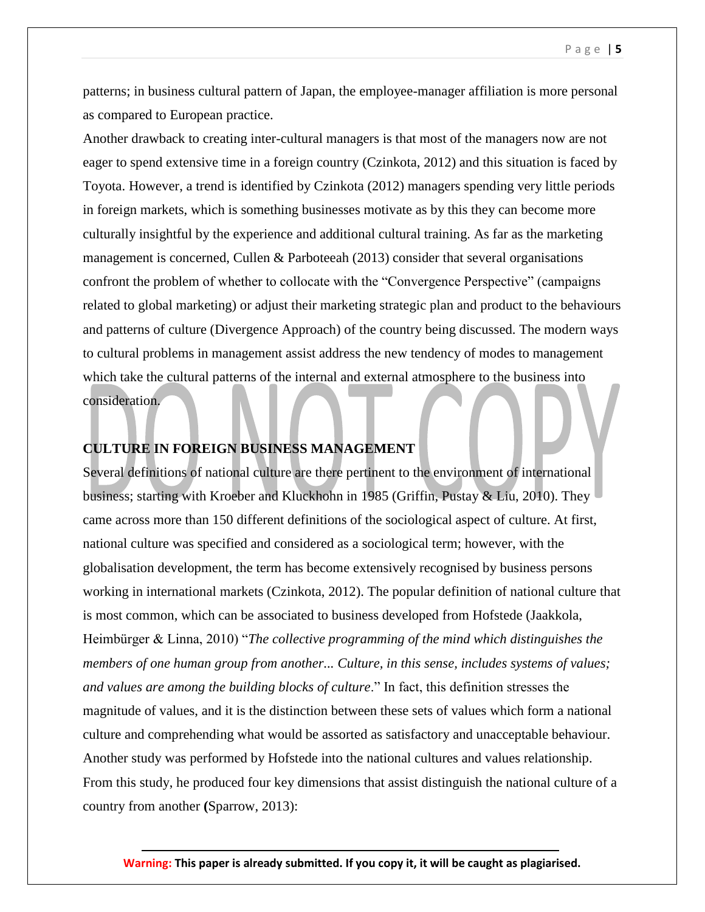patterns; in business cultural pattern of Japan, the employee-manager affiliation is more personal as compared to European practice.

Another drawback to creating inter-cultural managers is that most of the managers now are not eager to spend extensive time in a foreign country (Czinkota, 2012) and this situation is faced by Toyota. However, a trend is identified by Czinkota (2012) managers spending very little periods in foreign markets, which is something businesses motivate as by this they can become more culturally insightful by the experience and additional cultural training. As far as the marketing management is concerned, Cullen & Parboteeah (2013) consider that several organisations confront the problem of whether to collocate with the "Convergence Perspective" (campaigns related to global marketing) or adjust their marketing strategic plan and product to the behaviours and patterns of culture (Divergence Approach) of the country being discussed. The modern ways to cultural problems in management assist address the new tendency of modes to management which take the cultural patterns of the internal and external atmosphere to the business into consideration.

## CULTURE IN FOREIGN BUSINESS MANAGEMENT

Several definitions of national culture are there pertinent to the environment of international business; starting with Kroeber and Kluckhohn in 1985 (Griffin, Pustay & Liu, 2010). They came across more than 150 different definitions of the sociological aspect of culture. At first, national culture was specified and considered as a sociological term; however, with the globalisation development, the term has become extensively recognised by business persons working in international markets (Czinkota, 2012). The popular definition of national culture that is most common, which can be associated to business developed from Hofstede (Jaakkola, Heimbürger & Linna, 2010) "*The collective programming of the mind which distinguishes the members of one human group from another... Culture, in this sense, includes systems of values; and values are among the building blocks of culture*." In fact, this definition stresses the magnitude of values, and it is the distinction between these sets of values which form a national culture and comprehending what would be assorted as satisfactory and unacceptable behaviour. Another study was performed by Hofstede into the national cultures and values relationship. From this study, he produced four key dimensions that assist distinguish the national culture of a country from another **(**Sparrow, 2013):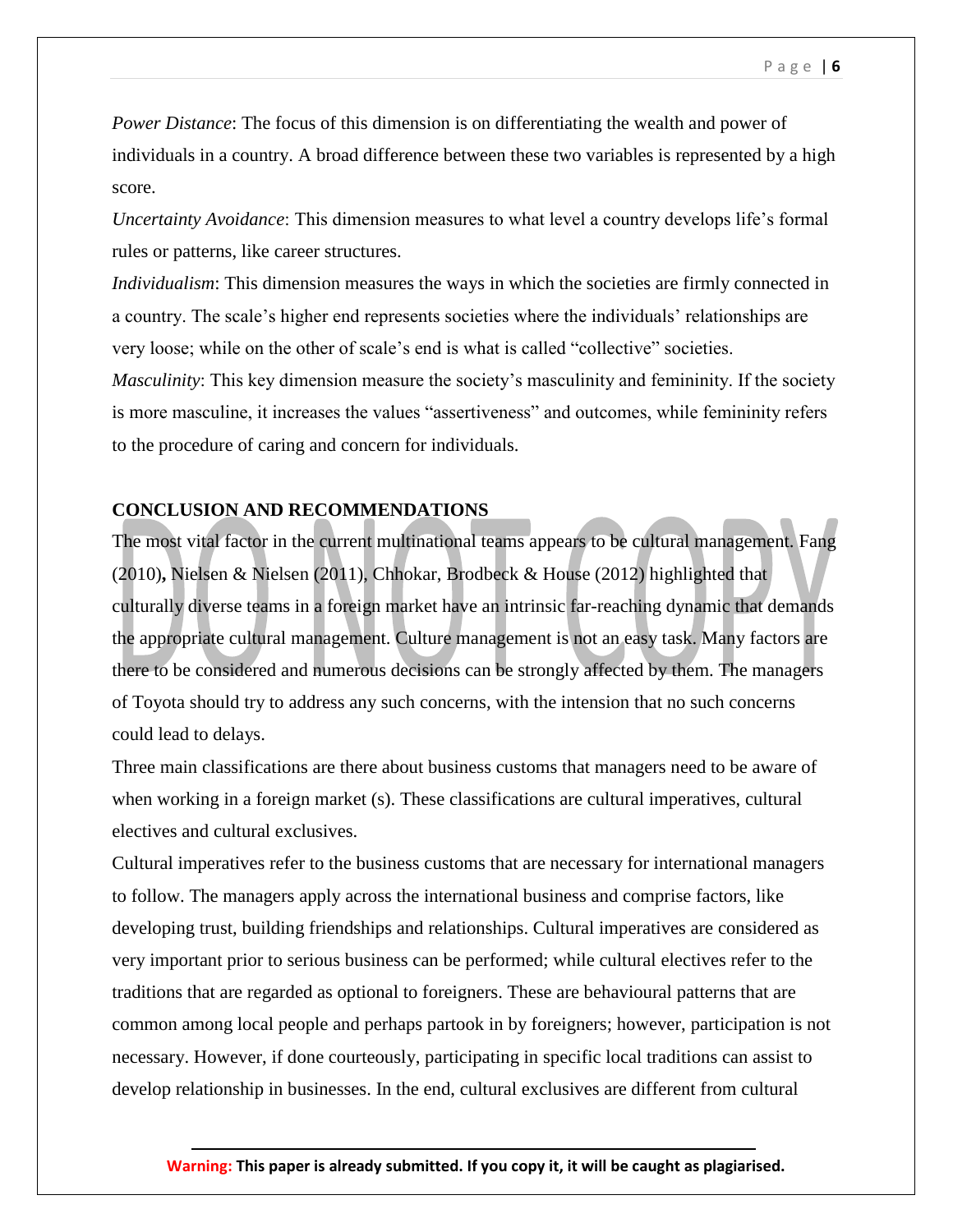*Power Distance*: The focus of this dimension is on differentiating the wealth and power of individuals in a country. A broad difference between these two variables is represented by a high score.

*Uncertainty Avoidance*: This dimension measures to what level a country develops life's formal rules or patterns, like career structures.

*Individualism*: This dimension measures the ways in which the societies are firmly connected in a country. The scale's higher end represents societies where the individuals' relationships are very loose; while on the other of scale's end is what is called "collective" societies.

*Masculinity*: This key dimension measure the society's masculinity and femininity. If the society is more masculine, it increases the values "assertiveness" and outcomes, while femininity refers to the procedure of caring and concern for individuals.

## CONCLUSION AND RECOMMENDATIONS

The most vital factor in the current multinational teams appears to be cultural management. Fang (2010)**,** Nielsen & Nielsen (2011), Chhokar, Brodbeck & House (2012) highlighted that culturally diverse teams in a foreign market have an intrinsic far-reaching dynamic that demands the appropriate cultural management. Culture management is not an easy task. Many factors are there to be considered and numerous decisions can be strongly affected by them. The managers of Toyota should try to address any such concerns, with the intension that no such concerns could lead to delays.

Three main classifications are there about business customs that managers need to be aware of when working in a foreign market (s). These classifications are cultural imperatives, cultural electives and cultural exclusives.

Cultural imperatives refer to the business customs that are necessary for international managers to follow. The managers apply across the international business and comprise factors, like developing trust, building friendships and relationships. Cultural imperatives are considered as very important prior to serious business can be performed; while cultural electives refer to the traditions that are regarded as optional to foreigners. These are behavioural patterns that are common among local people and perhaps partook in by foreigners; however, participation is not necessary. However, if done courteously, participating in specific local traditions can assist to develop relationship in businesses. In the end, cultural exclusives are different from cultural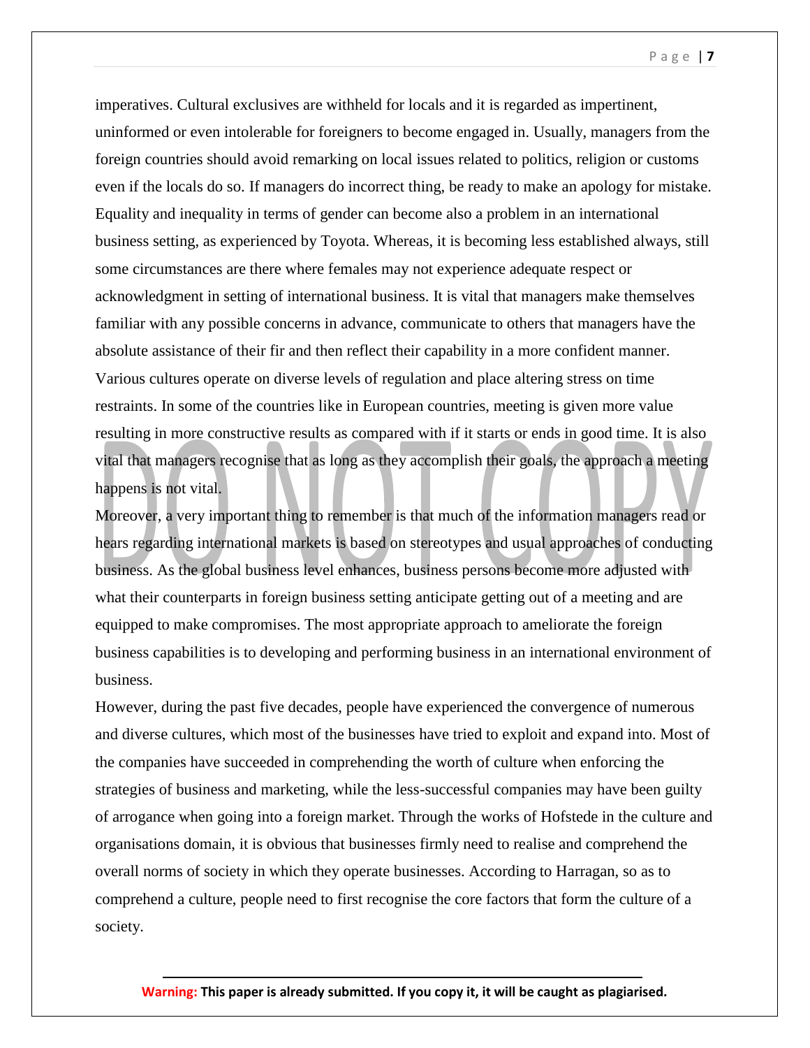imperatives. Cultural exclusives are withheld for locals and it is regarded as impertinent, uninformed or even intolerable for foreigners to become engaged in. Usually, managers from the foreign countries should avoid remarking on local issues related to politics, religion or customs even if the locals do so. If managers do incorrect thing, be ready to make an apology for mistake. Equality and inequality in terms of gender can become also a problem in an international business setting, as experienced by Toyota. Whereas, it is becoming less established always, still some circumstances are there where females may not experience adequate respect or acknowledgment in setting of international business. It is vital that managers make themselves familiar with any possible concerns in advance, communicate to others that managers have the absolute assistance of their fir and then reflect their capability in a more confident manner. Various cultures operate on diverse levels of regulation and place altering stress on time restraints. In some of the countries like in European countries, meeting is given more value resulting in more constructive results as compared with if it starts or ends in good time. It is also vital that managers recognise that as long as they accomplish their goals, the approach a meeting happens is not vital.

Moreover, a very important thing to remember is that much of the information managers read or hears regarding international markets is based on stereotypes and usual approaches of conducting business. As the global business level enhances, business persons become more adjusted with what their counterparts in foreign business setting anticipate getting out of a meeting and are equipped to make compromises. The most appropriate approach to ameliorate the foreign business capabilities is to developing and performing business in an international environment of business.

However, during the past five decades, people have experienced the convergence of numerous and diverse cultures, which most of the businesses have tried to exploit and expand into. Most of the companies have succeeded in comprehending the worth of culture when enforcing the strategies of business and marketing, while the less-successful companies may have been guilty of arrogance when going into a foreign market. Through the works of Hofstede in the culture and organisations domain, it is obvious that businesses firmly need to realise and comprehend the overall norms of society in which they operate businesses. According to Harragan, so as to comprehend a culture, people need to first recognise the core factors that form the culture of a society.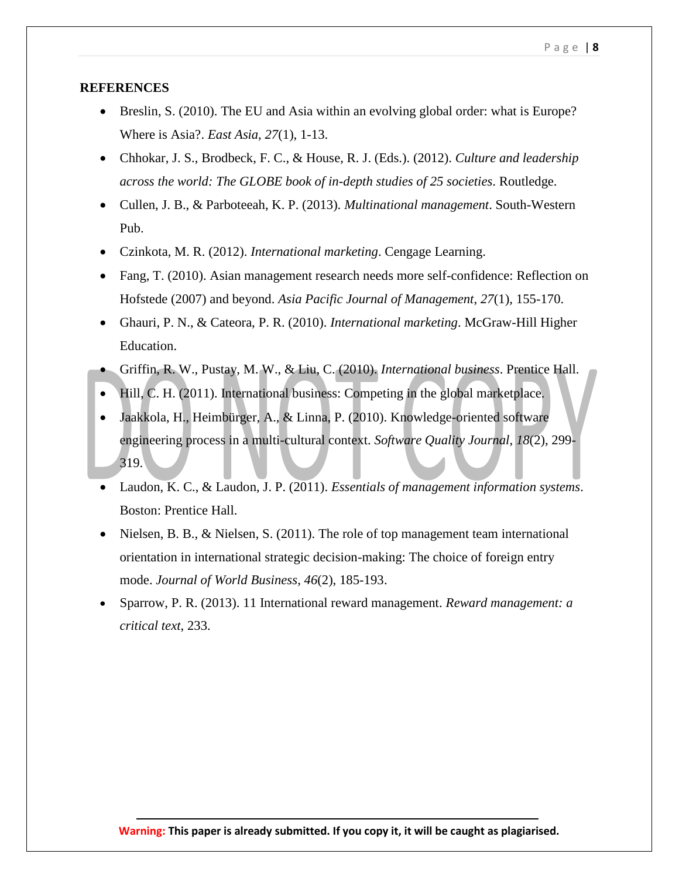**REFERENCES**

- Breslin, S. (2010). The EU and Asia within an evolving global order: what is Europe? Where is Asia?. *East Asia*, *27*(1), 1-13.
- Chhokar, J. S., Brodbeck, F. C., & House, R. J. (Eds.). (2012). *Culture and leadership across the world: The GLOBE book of in-depth studies of 25 societies*. Routledge.
- Cullen, J. B., & Parboteeah, K. P. (2013). *Multinational management*. South-Western Pub.
- Czinkota, M. R. (2012). *International marketing*. Cengage Learning.
- Fang, T. (2010). Asian management research needs more self-confidence: Reflection on Hofstede (2007) and beyond. *Asia Pacific Journal of Management*, *27*(1), 155-170.
- Ghauri, P. N., & Cateora, P. R. (2010). *International marketing*. McGraw-Hill Higher Education.
- Griffin, R. W., Pustay, M. W., & Liu, C. (2010). *International business*. Prentice Hall.
- Hill, C. H. (2011). International business: Competing in the global marketplace.
- Jaakkola, H., Heimbürger, A., & Linna, P. (2010). Knowledge-oriented software engineering process in a multi-cultural context. *Software Quality Journal*, *18*(2), 299-319.
- Laudon, K. C., & Laudon, J. P. (2011). *Essentials of management information systems*. Boston: Prentice Hall.
- Nielsen, B. B., & Nielsen, S. (2011). The role of top management team international orientation in international strategic decision-making: The choice of foreign entry mode. *Journal of World Business*, *46*(2), 185-193.
- Sparrow, P. R. (2013). 11 International reward management. *Reward management: a critical text*, 233.